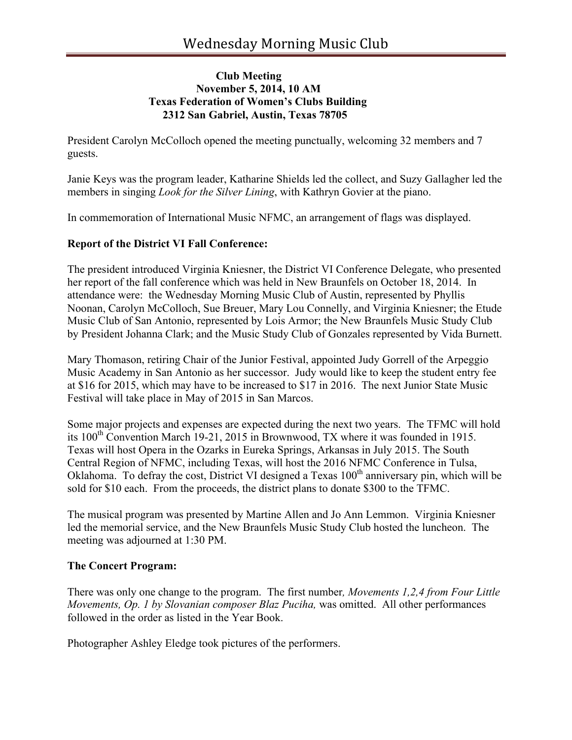# Wednesday Morning Music Club

**Club Meeting**
**November 5, 2014, 10 AM**
**Texas Federation of Women's Clubs Building**
**2312 San Gabriel, Austin, Texas 78705**

President Carolyn McColloch opened the meeting punctually, welcoming 32 members and 7 guests.

Janie Keys was the program leader, Katharine Shields led the collect, and Suzy Gallagher led the members in singing *Look for the Silver Lining*, with Kathryn Govier at the piano.

In commemoration of International Music NFMC, an arrangement of flags was displayed.

**Report of the District VI Fall Conference:**

The president introduced Virginia Kniesner, the District VI Conference Delegate, who presented her report of the fall conference which was held in New Braunfels on October 18, 2014. In attendance were: the Wednesday Morning Music Club of Austin, represented by Phyllis Noonan, Carolyn McColloch, Sue Breuer, Mary Lou Connelly, and Virginia Kniesner; the Etude Music Club of San Antonio, represented by Lois Armor; the New Braunfels Music Study Club by President Johanna Clark; and the Music Study Club of Gonzales represented by Vida Burnett.

Mary Thomason, retiring Chair of the Junior Festival, appointed Judy Gorrell of the Arpeggio Music Academy in San Antonio as her successor. Judy would like to keep the student entry fee at $16 for 2015, which may have to be increased to $17 in 2016. The next Junior State Music Festival will take place in May of 2015 in San Marcos.

Some major projects and expenses are expected during the next two years. The TFMC will hold its 100th Convention March 19-21, 2015 in Brownwood, TX where it was founded in 1915. Texas will host Opera in the Ozarks in Eureka Springs, Arkansas in July 2015. The South Central Region of NFMC, including Texas, will host the 2016 NFMC Conference in Tulsa, Oklahoma. To defray the cost, District VI designed a Texas 100th anniversary pin, which will be sold for $10 each. From the proceeds, the district plans to donate $300 to the TFMC.

The musical program was presented by Martine Allen and Jo Ann Lemmon. Virginia Kniesner led the memorial service, and the New Braunfels Music Study Club hosted the luncheon. The meeting was adjourned at 1:30 PM.

**The Concert Program:**

There was only one change to the program. The first number*, Movements 1,2,4 from Four Little Movements, Op. 1 by Slovanian composer Blaz Puciha,* was omitted. All other performances followed in the order as listed in the Year Book.

Photographer Ashley Eledge took pictures of the performers.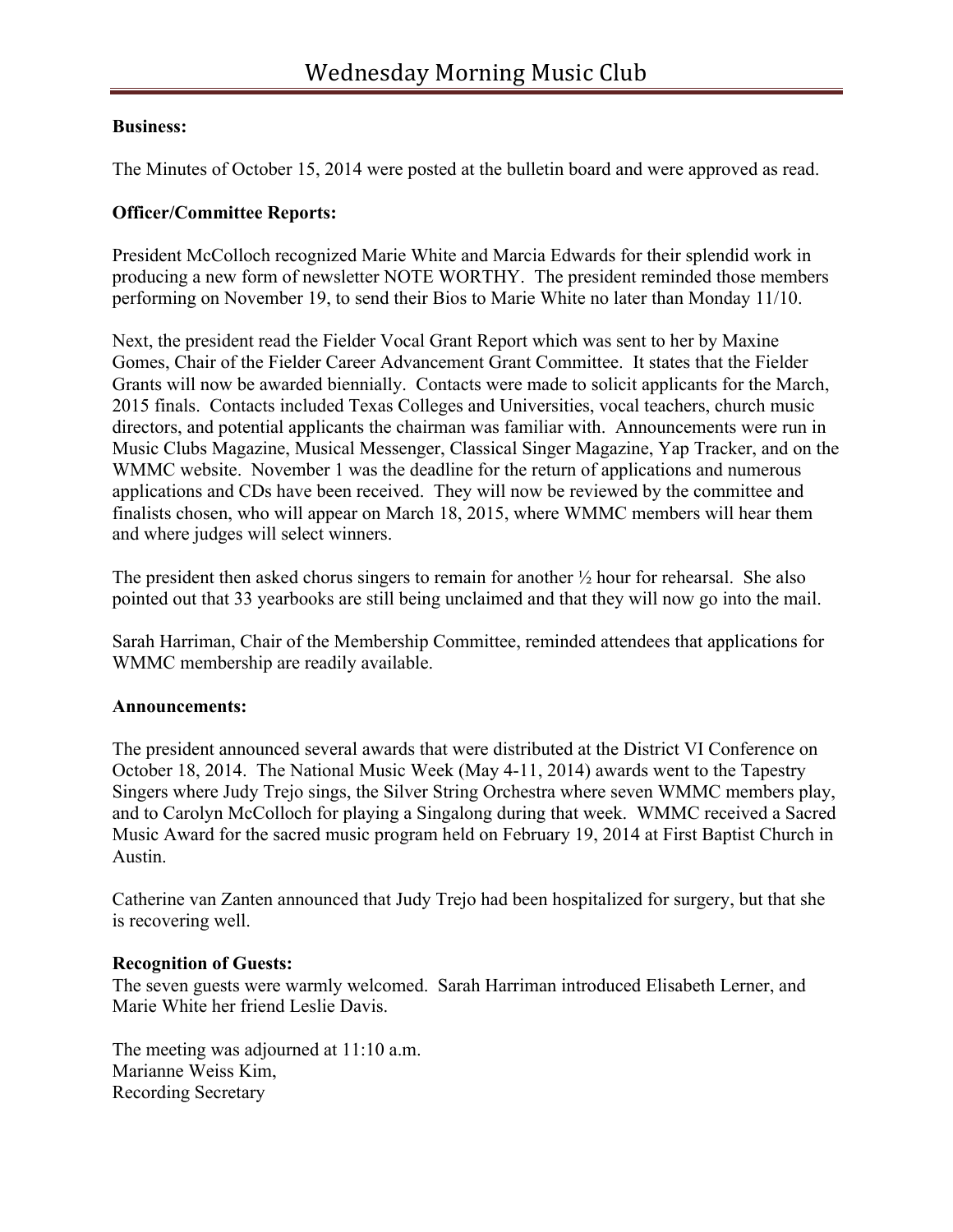**Business:**

The Minutes of October 15, 2014 were posted at the bulletin board and were approved as read.

**Officer/Committee Reports:**

President McColloch recognized Marie White and Marcia Edwards for their splendid work in producing a new form of newsletter NOTE WORTHY. The president reminded those members performing on November 19, to send their Bios to Marie White no later than Monday 11/10.

Next, the president read the Fielder Vocal Grant Report which was sent to her by Maxine Gomes, Chair of the Fielder Career Advancement Grant Committee. It states that the Fielder Grants will now be awarded biennially. Contacts were made to solicit applicants for the March, 2015 finals. Contacts included Texas Colleges and Universities, vocal teachers, church music directors, and potential applicants the chairman was familiar with. Announcements were run in Music Clubs Magazine, Musical Messenger, Classical Singer Magazine, Yap Tracker, and on the WMMC website. November 1 was the deadline for the return of applications and numerous applications and CDs have been received. They will now be reviewed by the committee and finalists chosen, who will appear on March 18, 2015, where WMMC members will hear them and where judges will select winners.

The president then asked chorus singers to remain for another ½ hour for rehearsal. She also pointed out that 33 yearbooks are still being unclaimed and that they will now go into the mail.

Sarah Harriman, Chair of the Membership Committee, reminded attendees that applications for WMMC membership are readily available.

**Announcements:**

The president announced several awards that were distributed at the District VI Conference on October 18, 2014. The National Music Week (May 4-11, 2014) awards went to the Tapestry Singers where Judy Trejo sings, the Silver String Orchestra where seven WMMC members play, and to Carolyn McColloch for playing a Singalong during that week. WMMC received a Sacred Music Award for the sacred music program held on February 19, 2014 at First Baptist Church in Austin.

Catherine van Zanten announced that Judy Trejo had been hospitalized for surgery, but that she is recovering well.

**Recognition of Guests:**
The seven guests were warmly welcomed. Sarah Harriman introduced Elisabeth Lerner, and Marie White her friend Leslie Davis.

The meeting was adjourned at 11:10 a.m.
Marianne Weiss Kim,
Recording Secretary